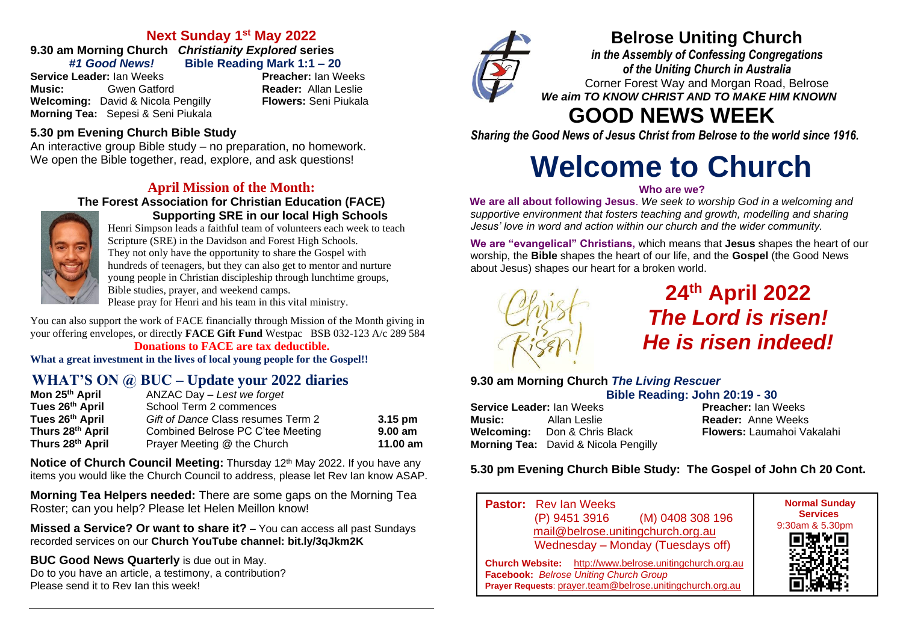## Next Sunday 1st May 2022

**9.30 am Morning Church** ***Christianity Explored*** **series**
***#1 Good News!*** **Bible Reading Mark 1:1 – 20**

**Service Leader:** Ian Weeks
**Preacher:** Ian Weeks
**Music:** Gwen Gatford
**Reader:** Allan Leslie
**Welcoming:** David & Nicola Pengilly
**Flowers:** Seni Piukala
**Morning Tea:** Sepesi & Seni Piukala

### 5.30 pm Evening Church Bible Study

An interactive group Bible study – no preparation, no homework. We open the Bible together, read, explore, and ask questions!

## April Mission of the Month:

### The Forest Association for Christian Education (FACE) Supporting SRE in our local High Schools

Henri Simpson leads a faithful team of volunteers each week to teach Scripture (SRE) in the Davidson and Forest High Schools. They not only have the opportunity to share the Gospel with hundreds of teenagers, but they can also get to mentor and nurture young people in Christian discipleship through lunchtime groups, Bible studies, prayer, and weekend camps.
Please pray for Henri and his team in this vital ministry.

You can also support the work of FACE financially through Mission of the Month giving in your offering envelopes, or directly **FACE Gift Fund** Westpac BSB 032-123 A/c 289 584

**Donations to FACE are tax deductible.**

**What a great investment in the lives of local young people for the Gospel!!**

## WHAT'S ON @ BUC – Update your 2022 diaries

| | | |
|---|---|---|
| **Mon 25th April** | ANZAC Day – *Lest we forget* | |
| **Tues 26th April** | School Term 2 commences | |
| **Tues 26th April** | *Gift of Dance* Class resumes Term 2 | **3.15 pm** |
| **Thurs 28th April** | Combined Belrose PC C'tee Meeting | **9.00 am** |
| **Thurs 28th April** | Prayer Meeting @ the Church | **11.00 am** |

**Notice of Church Council Meeting:** Thursday 12th May 2022. If you have any items you would like the Church Council to address, please let Rev Ian know ASAP.

**Morning Tea Helpers needed:** There are some gaps on the Morning Tea Roster; can you help? Please let Helen Meillon know!

**Missed a Service? Or want to share it?** – You can access all past Sundays recorded services on our **Church YouTube channel: bit.ly/3qJkm2K**

**BUC Good News Quarterly** is due out in May.
Do to you have an article, a testimony, a contribution?
Please send it to Rev Ian this week!

# Belrose Uniting Church

***in the Assembly of Confessing Congregations of the Uniting Church in Australia***
Corner Forest Way and Morgan Road, Belrose
***We aim TO KNOW CHRIST AND TO MAKE HIM KNOWN***

# GOOD NEWS WEEK

***Sharing the Good News of Jesus Christ from Belrose to the world since 1916.***

# Welcome to Church

**Who are we?**

**We are all about following Jesus**. *We seek to worship God in a welcoming and supportive environment that fosters teaching and growth, modelling and sharing Jesus' love in word and action within our church and the wider community.*

**We are "evangelical" Christians,** which means that **Jesus** shapes the heart of our worship, the **Bible** shapes the heart of our life, and the **Gospel** (the Good News about Jesus) shapes our heart for a broken world.

Christ is Risen!

## 24th April 2022
## *The Lord is risen! He is risen indeed!*

**9.30 am Morning Church** ***The Living Rescuer***
**Bible Reading: John 20:19 - 30**

**Service Leader:** Ian Weeks
**Preacher:** Ian Weeks
**Music:** Allan Leslie
**Reader:** Anne Weeks
**Welcoming:** Don & Chris Black
**Flowers:** Laumahoi Vakalahi
**Morning Tea:** David & Nicola Pengilly

**5.30 pm Evening Church Bible Study: The Gospel of John Ch 20 Cont.**

**Pastor:** Rev Ian Weeks
(P) 9451 3916 (M) 0408 308 196
mail@belrose.unitingchurch.org.au
Wednesday – Monday (Tuesdays off)

**Church Website:** http://www.belrose.unitingchurch.org.au
**Facebook:** *Belrose Uniting Church Group*
**Prayer Requests**: prayer.team@belrose.unitingchurch.org.au

**Normal Sunday Services**
9:30am & 5.30pm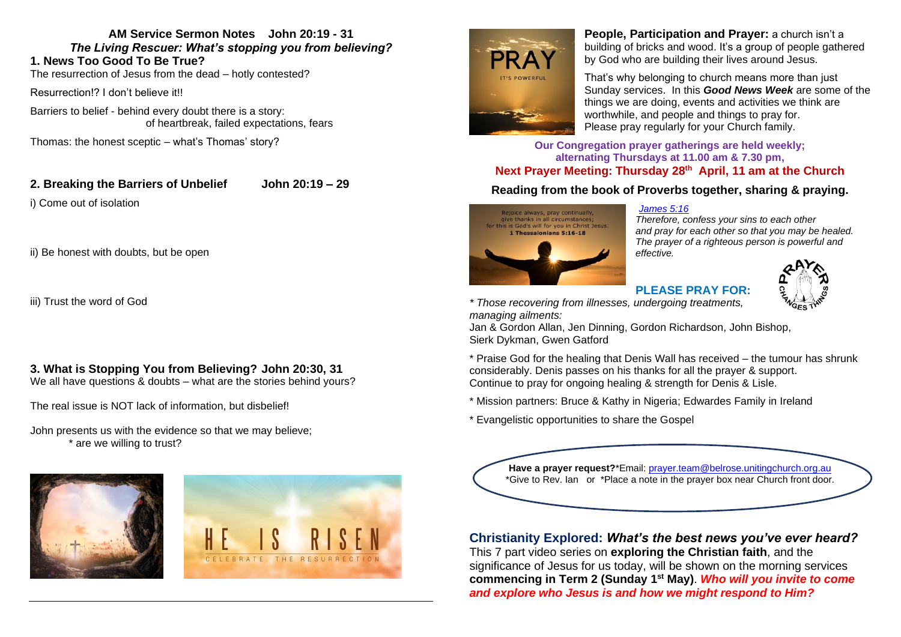## AM Service Sermon Notes John 20:19 - 31

### *The Living Rescuer: What's stopping you from believing?*

### 1. News Too Good To Be True?

The resurrection of Jesus from the dead – hotly contested?

Resurrection!? I don't believe it!!

Barriers to belief - behind every doubt there is a story:
of heartbreak, failed expectations, fears

Thomas: the honest sceptic – what's Thomas' story?

### 2. Breaking the Barriers of Unbelief John 20:19 – 29

i) Come out of isolation

ii) Be honest with doubts, but be open

iii) Trust the word of God

### 3. What is Stopping You from Believing? John 20:30, 31

We all have questions & doubts – what are the stories behind yours?

The real issue is NOT lack of information, but disbelief!

John presents us with the evidence so that we may believe;
* are we willing to trust?

**People, Participation and Prayer:** a church isn't a building of bricks and wood. It's a group of people gathered by God who are building their lives around Jesus.

That's why belonging to church means more than just Sunday services. In this ***Good News Week*** are some of the things we are doing, events and activities we think are worthwhile, and people and things to pray for. Please pray regularly for your Church family.

**Our Congregation prayer gatherings are held weekly; alternating Thursdays at 11.00 am & 7.30 pm,**

**Next Prayer Meeting: Thursday 28th April, 11 am at the Church**

**Reading from the book of Proverbs together, sharing & praying.**

*James 5:16*
*Therefore, confess your sins to each other and pray for each other so that you may be healed. The prayer of a righteous person is powerful and effective.*

**PLEASE PRAY FOR:**

*\* Those recovering from illnesses, undergoing treatments, managing ailments:*
Jan & Gordon Allan, Jen Dinning, Gordon Richardson, John Bishop, Sierk Dykman, Gwen Gatford

\* Praise God for the healing that Denis Wall has received – the tumour has shrunk considerably. Denis passes on his thanks for all the prayer & support. Continue to pray for ongoing healing & strength for Denis & Lisle.

\* Mission partners: Bruce & Kathy in Nigeria; Edwardes Family in Ireland

\* Evangelistic opportunities to share the Gospel

**Have a prayer request?**\*Email: prayer.team@belrose.unitingchurch.org.au
\*Give to Rev. Ian or \*Place a note in the prayer box near Church front door.

## Christianity Explored: *What's the best news you've ever heard?*

This 7 part video series on **exploring the Christian faith**, and the significance of Jesus for us today, will be shown on the morning services **commencing in Term 2 (Sunday 1st May)**. ***Who will you invite to come and explore who Jesus is and how we might respond to Him?***